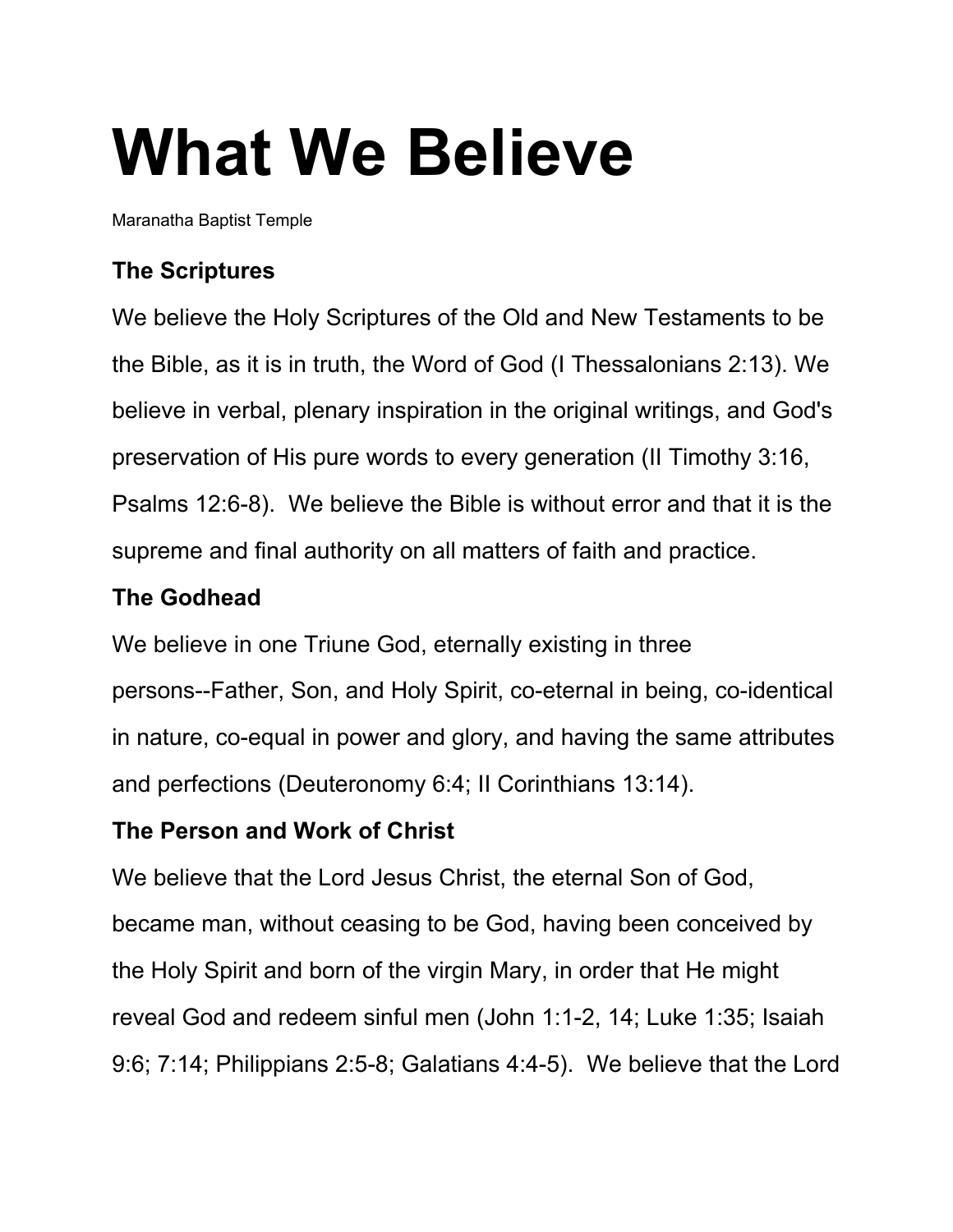# What We Believe

Maranatha Baptist Temple

### The Scriptures

We believe the Holy Scriptures of the Old and New Testaments to be the Bible, as it is in truth, the Word of God (I Thessalonians 2:13). We believe in verbal, plenary inspiration in the original writings, and God's preservation of His pure words to every generation (II Timothy 3:16, Psalms 12:6-8). We believe the Bible is without error and that it is the supreme and final authority on all matters of faith and practice.

### The Godhead

We believe in one Triune God, eternally existing in three persons--Father, Son, and Holy Spirit, co-eternal in being, co-identical in nature, co-equal in power and glory, and having the same attributes and perfections (Deuteronomy 6:4; II Corinthians 13:14).

### The Person and Work of Christ

We believe that the Lord Jesus Christ, the eternal Son of God, became man, without ceasing to be God, having been conceived by the Holy Spirit and born of the virgin Mary, in order that He might reveal God and redeem sinful men (John 1:1-2, 14; Luke 1:35; Isaiah 9:6; 7:14; Philippians 2:5-8; Galatians 4:4-5). We believe that the Lord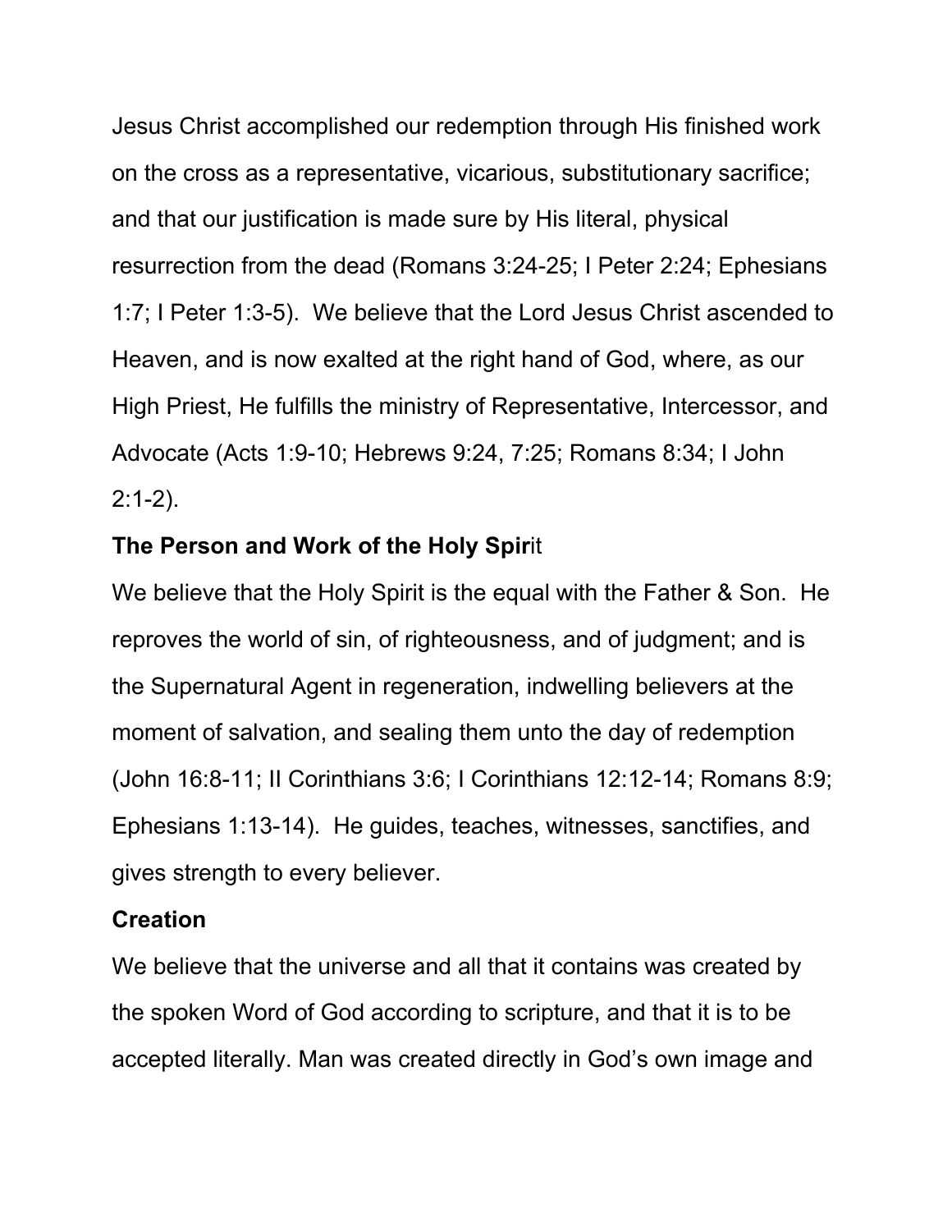Jesus Christ accomplished our redemption through His finished work on the cross as a representative, vicarious, substitutionary sacrifice; and that our justification is made sure by His literal, physical resurrection from the dead (Romans 3:24-25; I Peter 2:24; Ephesians 1:7; I Peter 1:3-5). We believe that the Lord Jesus Christ ascended to Heaven, and is now exalted at the right hand of God, where, as our High Priest, He fulfills the ministry of Representative, Intercessor, and Advocate (Acts 1:9-10; Hebrews 9:24, 7:25; Romans 8:34; I John 2:1-2).

**The Person and Work of the Holy Spirit**

We believe that the Holy Spirit is the equal with the Father & Son. He reproves the world of sin, of righteousness, and of judgment; and is the Supernatural Agent in regeneration, indwelling believers at the moment of salvation, and sealing them unto the day of redemption (John 16:8-11; II Corinthians 3:6; I Corinthians 12:12-14; Romans 8:9; Ephesians 1:13-14). He guides, teaches, witnesses, sanctifies, and gives strength to every believer.

**Creation**

We believe that the universe and all that it contains was created by the spoken Word of God according to scripture, and that it is to be accepted literally. Man was created directly in God's own image and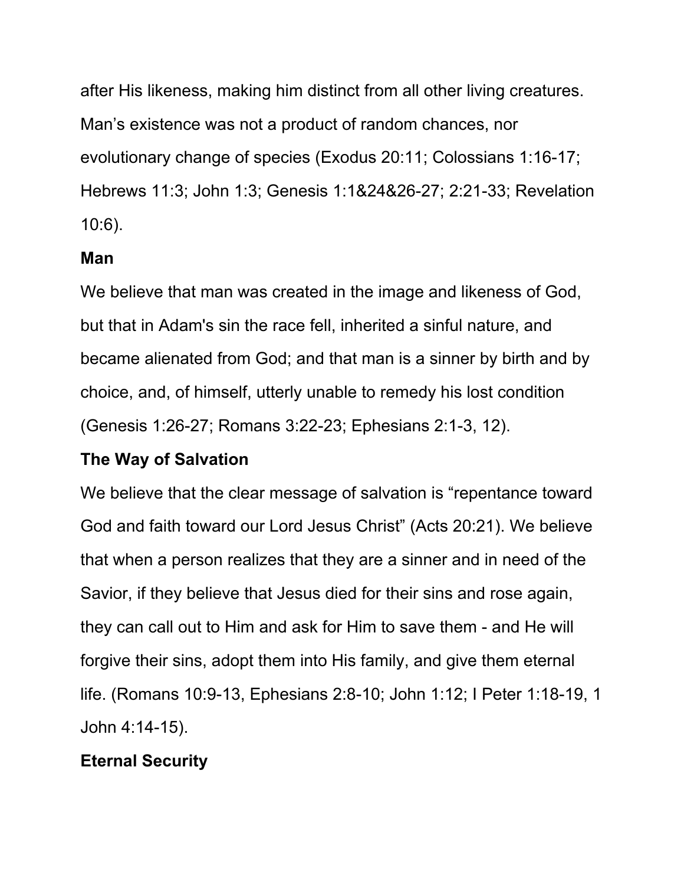after His likeness, making him distinct from all other living creatures. Man's existence was not a product of random chances, nor evolutionary change of species (Exodus 20:11; Colossians 1:16-17; Hebrews 11:3; John 1:3; Genesis 1:1&24&26-27; 2:21-33; Revelation 10:6).

**Man**

We believe that man was created in the image and likeness of God, but that in Adam's sin the race fell, inherited a sinful nature, and became alienated from God; and that man is a sinner by birth and by choice, and, of himself, utterly unable to remedy his lost condition (Genesis 1:26-27; Romans 3:22-23; Ephesians 2:1-3, 12).

**The Way of Salvation**

We believe that the clear message of salvation is "repentance toward God and faith toward our Lord Jesus Christ" (Acts 20:21). We believe that when a person realizes that they are a sinner and in need of the Savior, if they believe that Jesus died for their sins and rose again, they can call out to Him and ask for Him to save them - and He will forgive their sins, adopt them into His family, and give them eternal life. (Romans 10:9-13, Ephesians 2:8-10; John 1:12; I Peter 1:18-19, 1 John 4:14-15).

**Eternal Security**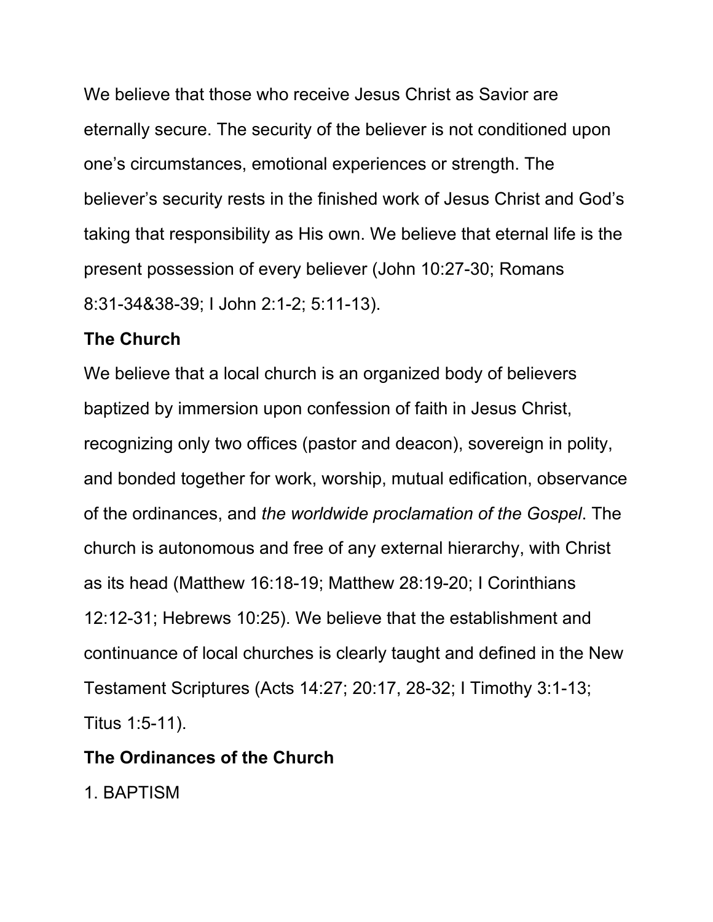We believe that those who receive Jesus Christ as Savior are eternally secure. The security of the believer is not conditioned upon one's circumstances, emotional experiences or strength. The believer's security rests in the finished work of Jesus Christ and God's taking that responsibility as His own. We believe that eternal life is the present possession of every believer (John 10:27-30; Romans 8:31-34&38-39; I John 2:1-2; 5:11-13).

**The Church**

We believe that a local church is an organized body of believers baptized by immersion upon confession of faith in Jesus Christ, recognizing only two offices (pastor and deacon), sovereign in polity, and bonded together for work, worship, mutual edification, observance of the ordinances, and *the worldwide proclamation of the Gospel*. The church is autonomous and free of any external hierarchy, with Christ as its head (Matthew 16:18-19; Matthew 28:19-20; I Corinthians 12:12-31; Hebrews 10:25). We believe that the establishment and continuance of local churches is clearly taught and defined in the New Testament Scriptures (Acts 14:27; 20:17, 28-32; I Timothy 3:1-13; Titus 1:5-11).

**The Ordinances of the Church**

1. BAPTISM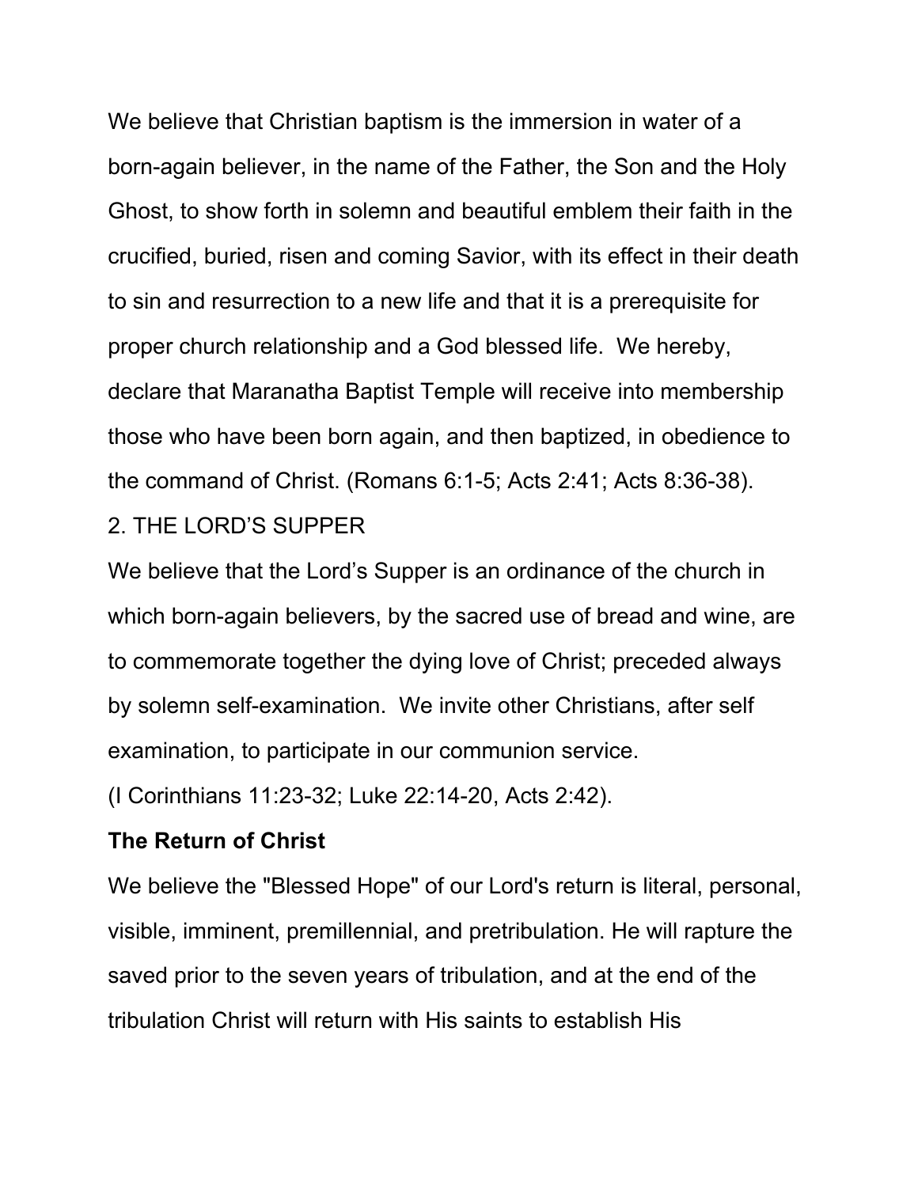We believe that Christian baptism is the immersion in water of a born-again believer, in the name of the Father, the Son and the Holy Ghost, to show forth in solemn and beautiful emblem their faith in the crucified, buried, risen and coming Savior, with its effect in their death to sin and resurrection to a new life and that it is a prerequisite for proper church relationship and a God blessed life. We hereby, declare that Maranatha Baptist Temple will receive into membership those who have been born again, and then baptized, in obedience to the command of Christ. (Romans 6:1-5; Acts 2:41; Acts 8:36-38).

2. THE LORD’S SUPPER

We believe that the Lord’s Supper is an ordinance of the church in which born-again believers, by the sacred use of bread and wine, are to commemorate together the dying love of Christ; preceded always by solemn self-examination. We invite other Christians, after self examination, to participate in our communion service.

(I Corinthians 11:23-32; Luke 22:14-20, Acts 2:42).

**The Return of Christ**

We believe the "Blessed Hope" of our Lord's return is literal, personal, visible, imminent, premillennial, and pretribulation. He will rapture the saved prior to the seven years of tribulation, and at the end of the tribulation Christ will return with His saints to establish His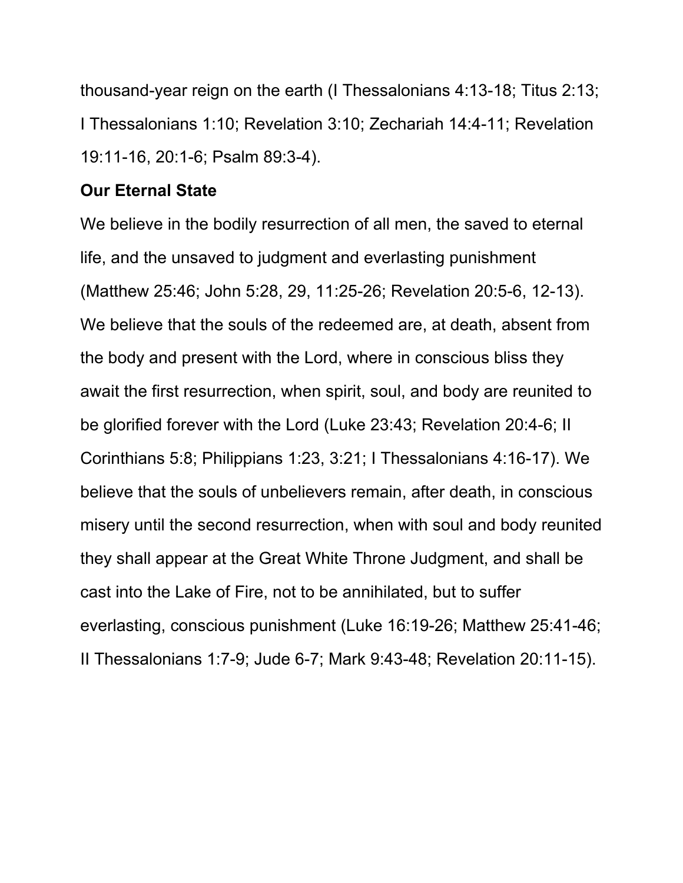thousand-year reign on the earth (I Thessalonians 4:13-18; Titus 2:13; I Thessalonians 1:10; Revelation 3:10; Zechariah 14:4-11; Revelation 19:11-16, 20:1-6; Psalm 89:3-4).

**Our Eternal State**

We believe in the bodily resurrection of all men, the saved to eternal life, and the unsaved to judgment and everlasting punishment (Matthew 25:46; John 5:28, 29, 11:25-26; Revelation 20:5-6, 12-13). We believe that the souls of the redeemed are, at death, absent from the body and present with the Lord, where in conscious bliss they await the first resurrection, when spirit, soul, and body are reunited to be glorified forever with the Lord (Luke 23:43; Revelation 20:4-6; II Corinthians 5:8; Philippians 1:23, 3:21; I Thessalonians 4:16-17). We believe that the souls of unbelievers remain, after death, in conscious misery until the second resurrection, when with soul and body reunited they shall appear at the Great White Throne Judgment, and shall be cast into the Lake of Fire, not to be annihilated, but to suffer everlasting, conscious punishment (Luke 16:19-26; Matthew 25:41-46; II Thessalonians 1:7-9; Jude 6-7; Mark 9:43-48; Revelation 20:11-15).